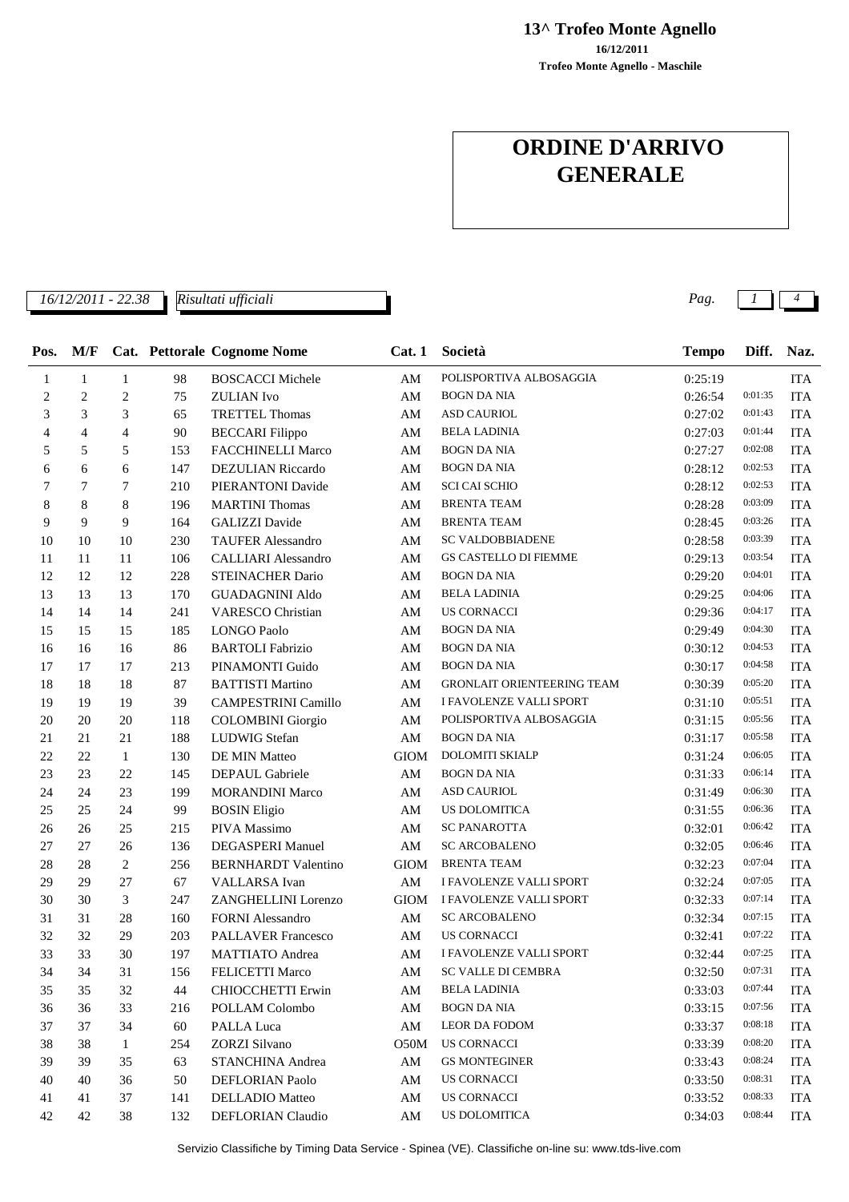**13^ Trofeo Monte Agnello**

**16/12/2011**

**Trofeo Monte Agnello - Maschile**

# ORDINE D'ARRIVO GENERALE

*16/12/2011 - 22.38* *Risultati ufficiali*

| Pos. | M/F | Cat. | Pettorale | Cognome Nome | Cat. 1 | Società | Tempo | Diff. | Naz. |
|---|---|---|---|---|---|---|---|---|---|
| 1 | 1 | 1 | 98 | BOSCACCI Michele | AM | POLISPORTIVA ALBOSAGGIA | 0:25:19 | | ITA |
| 2 | 2 | 2 | 75 | ZULIAN Ivo | AM | BOGN DA NIA | 0:26:54 | 0:01:35 | ITA |
| 3 | 3 | 3 | 65 | TRETTEL Thomas | AM | ASD CAURIOL | 0:27:02 | 0:01:43 | ITA |
| 4 | 4 | 4 | 90 | BECCARI Filippo | AM | BELA LADINIA | 0:27:03 | 0:01:44 | ITA |
| 5 | 5 | 5 | 153 | FACCHINELLI Marco | AM | BOGN DA NIA | 0:27:27 | 0:02:08 | ITA |
| 6 | 6 | 6 | 147 | DEZULIAN Riccardo | AM | BOGN DA NIA | 0:28:12 | 0:02:53 | ITA |
| 7 | 7 | 7 | 210 | PIERANTONI Davide | AM | SCI CAI SCHIO | 0:28:12 | 0:02:53 | ITA |
| 8 | 8 | 8 | 196 | MARTINI Thomas | AM | BRENTA TEAM | 0:28:28 | 0:03:09 | ITA |
| 9 | 9 | 9 | 164 | GALIZZI Davide | AM | BRENTA TEAM | 0:28:45 | 0:03:26 | ITA |
| 10 | 10 | 10 | 230 | TAUFER Alessandro | AM | SC VALDOBBIADENE | 0:28:58 | 0:03:39 | ITA |
| 11 | 11 | 11 | 106 | CALLIARI Alessandro | AM | GS CASTELLO DI FIEMME | 0:29:13 | 0:03:54 | ITA |
| 12 | 12 | 12 | 228 | STEINACHER Dario | AM | BOGN DA NIA | 0:29:20 | 0:04:01 | ITA |
| 13 | 13 | 13 | 170 | GUADAGNINI Aldo | AM | BELA LADINIA | 0:29:25 | 0:04:06 | ITA |
| 14 | 14 | 14 | 241 | VARESCO Christian | AM | US CORNACCI | 0:29:36 | 0:04:17 | ITA |
| 15 | 15 | 15 | 185 | LONGO Paolo | AM | BOGN DA NIA | 0:29:49 | 0:04:30 | ITA |
| 16 | 16 | 16 | 86 | BARTOLI Fabrizio | AM | BOGN DA NIA | 0:30:12 | 0:04:53 | ITA |
| 17 | 17 | 17 | 213 | PINAMONTI Guido | AM | BOGN DA NIA | 0:30:17 | 0:04:58 | ITA |
| 18 | 18 | 18 | 87 | BATTISTI Martino | AM | GRONLAIT ORIENTEERING TEAM | 0:30:39 | 0:05:20 | ITA |
| 19 | 19 | 19 | 39 | CAMPESTRINI Camillo | AM | I FAVOLENZE VALLI SPORT | 0:31:10 | 0:05:51 | ITA |
| 20 | 20 | 20 | 118 | COLOMBINI Giorgio | AM | POLISPORTIVA ALBOSAGGIA | 0:31:15 | 0:05:56 | ITA |
| 21 | 21 | 21 | 188 | LUDWIG Stefan | AM | BOGN DA NIA | 0:31:17 | 0:05:58 | ITA |
| 22 | 22 | 1 | 130 | DE MIN Matteo | GIOM | DOLOMITI SKIALP | 0:31:24 | 0:06:05 | ITA |
| 23 | 23 | 22 | 145 | DEPAUL Gabriele | AM | BOGN DA NIA | 0:31:33 | 0:06:14 | ITA |
| 24 | 24 | 23 | 199 | MORANDINI Marco | AM | ASD CAURIOL | 0:31:49 | 0:06:30 | ITA |
| 25 | 25 | 24 | 99 | BOSIN Eligio | AM | US DOLOMITICA | 0:31:55 | 0:06:36 | ITA |
| 26 | 26 | 25 | 215 | PIVA Massimo | AM | SC PANAROTTA | 0:32:01 | 0:06:42 | ITA |
| 27 | 27 | 26 | 136 | DEGASPERI Manuel | AM | SC ARCOBALENO | 0:32:05 | 0:06:46 | ITA |
| 28 | 28 | 2 | 256 | BERNHARDT Valentino | GIOM | BRENTA TEAM | 0:32:23 | 0:07:04 | ITA |
| 29 | 29 | 27 | 67 | VALLARSA Ivan | AM | I FAVOLENZE VALLI SPORT | 0:32:24 | 0:07:05 | ITA |
| 30 | 30 | 3 | 247 | ZANGHELLINI Lorenzo | GIOM | I FAVOLENZE VALLI SPORT | 0:32:33 | 0:07:14 | ITA |
| 31 | 31 | 28 | 160 | FORNI Alessandro | AM | SC ARCOBALENO | 0:32:34 | 0:07:15 | ITA |
| 32 | 32 | 29 | 203 | PALLAVER Francesco | AM | US CORNACCI | 0:32:41 | 0:07:22 | ITA |
| 33 | 33 | 30 | 197 | MATTIATO Andrea | AM | I FAVOLENZE VALLI SPORT | 0:32:44 | 0:07:25 | ITA |
| 34 | 34 | 31 | 156 | FELICETTI Marco | AM | SC VALLE DI CEMBRA | 0:32:50 | 0:07:31 | ITA |
| 35 | 35 | 32 | 44 | CHIOCCHETTI Erwin | AM | BELA LADINIA | 0:33:03 | 0:07:44 | ITA |
| 36 | 36 | 33 | 216 | POLLAM Colombo | AM | BOGN DA NIA | 0:33:15 | 0:07:56 | ITA |
| 37 | 37 | 34 | 60 | PALLA Luca | AM | LEOR DA FODOM | 0:33:37 | 0:08:18 | ITA |
| 38 | 38 | 1 | 254 | ZORZI Silvano | O50M | US CORNACCI | 0:33:39 | 0:08:20 | ITA |
| 39 | 39 | 35 | 63 | STANCHINA Andrea | AM | GS MONTEGINER | 0:33:43 | 0:08:24 | ITA |
| 40 | 40 | 36 | 50 | DEFLORIAN Paolo | AM | US CORNACCI | 0:33:50 | 0:08:31 | ITA |
| 41 | 41 | 37 | 141 | DELLADIO Matteo | AM | US CORNACCI | 0:33:52 | 0:08:33 | ITA |
| 42 | 42 | 38 | 132 | DEFLORIAN Claudio | AM | US DOLOMITICA | 0:34:03 | 0:08:44 | ITA |

Servizio Classifiche by Timing Data Service - Spinea (VE). Classifiche on-line su: www.tds-live.com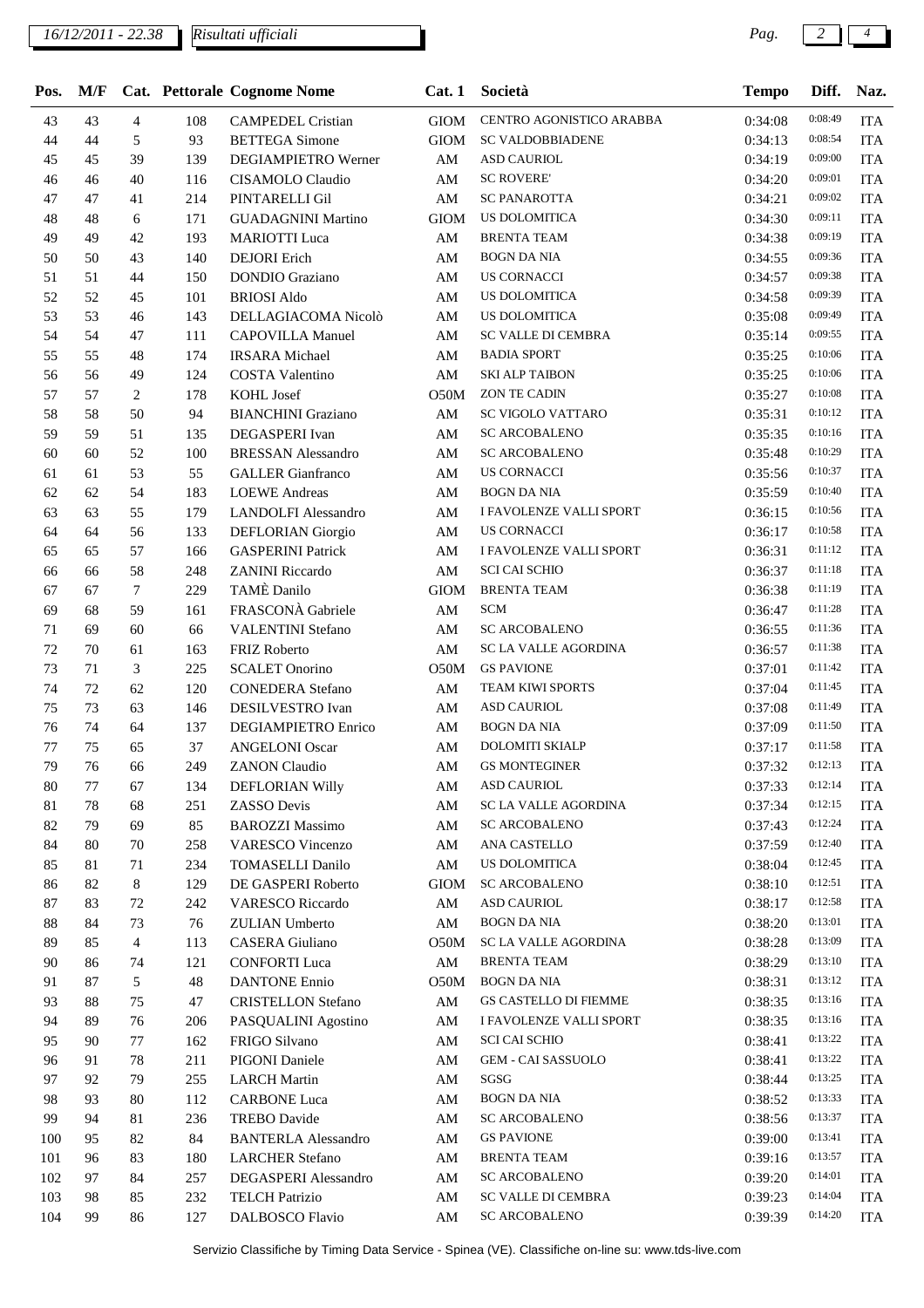| Pos. | M/F | Cat. | Pettorale | Cognome Nome | Cat. 1 | Società | Tempo | Diff. | Naz. |
|---|---|---|---|---|---|---|---|---|---|
| 43 | 43 | 4 | 108 | CAMPEDEL Cristian | GIOM | CENTRO AGONISTICO ARABBA | 0:34:08 | 0:08:49 | ITA |
| 44 | 44 | 5 | 93 | BETTEGA Simone | GIOM | SC VALDOBBIADENE | 0:34:13 | 0:08:54 | ITA |
| 45 | 45 | 39 | 139 | DEGIAMPIETRO Werner | AM | ASD CAURIOL | 0:34:19 | 0:09:00 | ITA |
| 46 | 46 | 40 | 116 | CISAMOLO Claudio | AM | SC ROVERE' | 0:34:20 | 0:09:01 | ITA |
| 47 | 47 | 41 | 214 | PINTARELLI Gil | AM | SC PANAROTTA | 0:34:21 | 0:09:02 | ITA |
| 48 | 48 | 6 | 171 | GUADAGNINI Martino | GIOM | US DOLOMITICA | 0:34:30 | 0:09:11 | ITA |
| 49 | 49 | 42 | 193 | MARIOTTI Luca | AM | BRENTA TEAM | 0:34:38 | 0:09:19 | ITA |
| 50 | 50 | 43 | 140 | DEJORI Erich | AM | BOGN DA NIA | 0:34:55 | 0:09:36 | ITA |
| 51 | 51 | 44 | 150 | DONDIO Graziano | AM | US CORNACCI | 0:34:57 | 0:09:38 | ITA |
| 52 | 52 | 45 | 101 | BRIOSI Aldo | AM | US DOLOMITICA | 0:34:58 | 0:09:39 | ITA |
| 53 | 53 | 46 | 143 | DELLAGIACOMA Nicolò | AM | US DOLOMITICA | 0:35:08 | 0:09:49 | ITA |
| 54 | 54 | 47 | 111 | CAPOVILLA Manuel | AM | SC VALLE DI CEMBRA | 0:35:14 | 0:09:55 | ITA |
| 55 | 55 | 48 | 174 | IRSARA Michael | AM | BADIA SPORT | 0:35:25 | 0:10:06 | ITA |
| 56 | 56 | 49 | 124 | COSTA Valentino | AM | SKI ALP TAIBON | 0:35:25 | 0:10:06 | ITA |
| 57 | 57 | 2 | 178 | KOHL Josef | O50M | ZON TE CADIN | 0:35:27 | 0:10:08 | ITA |
| 58 | 58 | 50 | 94 | BIANCHINI Graziano | AM | SC VIGOLO VATTARO | 0:35:31 | 0:10:12 | ITA |
| 59 | 59 | 51 | 135 | DEGASPERI Ivan | AM | SC ARCOBALENO | 0:35:35 | 0:10:16 | ITA |
| 60 | 60 | 52 | 100 | BRESSAN Alessandro | AM | SC ARCOBALENO | 0:35:48 | 0:10:29 | ITA |
| 61 | 61 | 53 | 55 | GALLER Gianfranco | AM | US CORNACCI | 0:35:56 | 0:10:37 | ITA |
| 62 | 62 | 54 | 183 | LOEWE Andreas | AM | BOGN DA NIA | 0:35:59 | 0:10:40 | ITA |
| 63 | 63 | 55 | 179 | LANDOLFI Alessandro | AM | I FAVOLENZE VALLI SPORT | 0:36:15 | 0:10:56 | ITA |
| 64 | 64 | 56 | 133 | DEFLORIAN Giorgio | AM | US CORNACCI | 0:36:17 | 0:10:58 | ITA |
| 65 | 65 | 57 | 166 | GASPERINI Patrick | AM | I FAVOLENZE VALLI SPORT | 0:36:31 | 0:11:12 | ITA |
| 66 | 66 | 58 | 248 | ZANINI Riccardo | AM | SCI CAI SCHIO | 0:36:37 | 0:11:18 | ITA |
| 67 | 67 | 7 | 229 | TAMÈ Danilo | GIOM | BRENTA TEAM | 0:36:38 | 0:11:19 | ITA |
| 69 | 68 | 59 | 161 | FRASCONÀ Gabriele | AM | SCM | 0:36:47 | 0:11:28 | ITA |
| 71 | 69 | 60 | 66 | VALENTINI Stefano | AM | SC ARCOBALENO | 0:36:55 | 0:11:36 | ITA |
| 72 | 70 | 61 | 163 | FRIZ Roberto | AM | SC LA VALLE AGORDINA | 0:36:57 | 0:11:38 | ITA |
| 73 | 71 | 3 | 225 | SCALET Onorino | O50M | GS PAVIONE | 0:37:01 | 0:11:42 | ITA |
| 74 | 72 | 62 | 120 | CONEDERA Stefano | AM | TEAM KIWI SPORTS | 0:37:04 | 0:11:45 | ITA |
| 75 | 73 | 63 | 146 | DESILVESTRO Ivan | AM | ASD CAURIOL | 0:37:08 | 0:11:49 | ITA |
| 76 | 74 | 64 | 137 | DEGIAMPIETRO Enrico | AM | BOGN DA NIA | 0:37:09 | 0:11:50 | ITA |
| 77 | 75 | 65 | 37 | ANGELONI Oscar | AM | DOLOMITI SKIALP | 0:37:17 | 0:11:58 | ITA |
| 79 | 76 | 66 | 249 | ZANON Claudio | AM | GS MONTEGINER | 0:37:32 | 0:12:13 | ITA |
| 80 | 77 | 67 | 134 | DEFLORIAN Willy | AM | ASD CAURIOL | 0:37:33 | 0:12:14 | ITA |
| 81 | 78 | 68 | 251 | ZASSO Devis | AM | SC LA VALLE AGORDINA | 0:37:34 | 0:12:15 | ITA |
| 82 | 79 | 69 | 85 | BAROZZI Massimo | AM | SC ARCOBALENO | 0:37:43 | 0:12:24 | ITA |
| 84 | 80 | 70 | 258 | VARESCO Vincenzo | AM | ANA CASTELLO | 0:37:59 | 0:12:40 | ITA |
| 85 | 81 | 71 | 234 | TOMASELLI Danilo | AM | US DOLOMITICA | 0:38:04 | 0:12:45 | ITA |
| 86 | 82 | 8 | 129 | DE GASPERI Roberto | GIOM | SC ARCOBALENO | 0:38:10 | 0:12:51 | ITA |
| 87 | 83 | 72 | 242 | VARESCO Riccardo | AM | ASD CAURIOL | 0:38:17 | 0:12:58 | ITA |
| 88 | 84 | 73 | 76 | ZULIAN Umberto | AM | BOGN DA NIA | 0:38:20 | 0:13:01 | ITA |
| 89 | 85 | 4 | 113 | CASERA Giuliano | O50M | SC LA VALLE AGORDINA | 0:38:28 | 0:13:09 | ITA |
| 90 | 86 | 74 | 121 | CONFORTI Luca | AM | BRENTA TEAM | 0:38:29 | 0:13:10 | ITA |
| 91 | 87 | 5 | 48 | DANTONE Ennio | O50M | BOGN DA NIA | 0:38:31 | 0:13:12 | ITA |
| 93 | 88 | 75 | 47 | CRISTELLON Stefano | AM | GS CASTELLO DI FIEMME | 0:38:35 | 0:13:16 | ITA |
| 94 | 89 | 76 | 206 | PASQUALINI Agostino | AM | I FAVOLENZE VALLI SPORT | 0:38:35 | 0:13:16 | ITA |
| 95 | 90 | 77 | 162 | FRIGO Silvano | AM | SCI CAI SCHIO | 0:38:41 | 0:13:22 | ITA |
| 96 | 91 | 78 | 211 | PIGONI Daniele | AM | GEM - CAI SASSUOLO | 0:38:41 | 0:13:22 | ITA |
| 97 | 92 | 79 | 255 | LARCH Martin | AM | SGSG | 0:38:44 | 0:13:25 | ITA |
| 98 | 93 | 80 | 112 | CARBONE Luca | AM | BOGN DA NIA | 0:38:52 | 0:13:33 | ITA |
| 99 | 94 | 81 | 236 | TREBO Davide | AM | SC ARCOBALENO | 0:38:56 | 0:13:37 | ITA |
| 100 | 95 | 82 | 84 | BANTERLA Alessandro | AM | GS PAVIONE | 0:39:00 | 0:13:41 | ITA |
| 101 | 96 | 83 | 180 | LARCHER Stefano | AM | BRENTA TEAM | 0:39:16 | 0:13:57 | ITA |
| 102 | 97 | 84 | 257 | DEGASPERI Alessandro | AM | SC ARCOBALENO | 0:39:20 | 0:14:01 | ITA |
| 103 | 98 | 85 | 232 | TELCH Patrizio | AM | SC VALLE DI CEMBRA | 0:39:23 | 0:14:04 | ITA |
| 104 | 99 | 86 | 127 | DALBOSCO Flavio | AM | SC ARCOBALENO | 0:39:39 | 0:14:20 | ITA |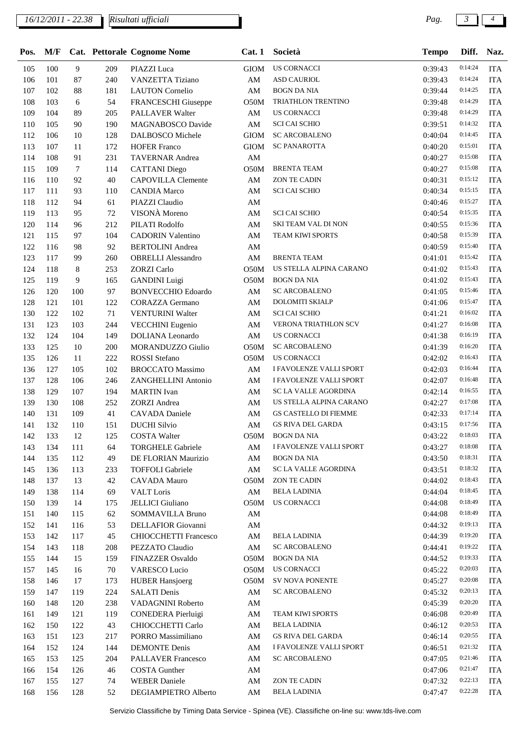| Pos. | M/F | Cat. | Pettorale | Cognome Nome | Cat. 1 | Società | Tempo | Diff. | Naz. |
|---|---|---|---|---|---|---|---|---|---|
| 105 | 100 | 9 | 209 | PIAZZI Luca | GIOM | US CORNACCI | 0:39:43 | 0:14:24 | ITA |
| 106 | 101 | 87 | 240 | VANZETTA Tiziano | AM | ASD CAURIOL | 0:39:43 | 0:14:24 | ITA |
| 107 | 102 | 88 | 181 | LAUTON Cornelio | AM | BOGN DA NIA | 0:39:44 | 0:14:25 | ITA |
| 108 | 103 | 6 | 54 | FRANCESCHI Giuseppe | O50M | TRIATHLON TRENTINO | 0:39:48 | 0:14:29 | ITA |
| 109 | 104 | 89 | 205 | PALLAVER Walter | AM | US CORNACCI | 0:39:48 | 0:14:29 | ITA |
| 110 | 105 | 90 | 190 | MAGNABOSCO Davide | AM | SCI CAI SCHIO | 0:39:51 | 0:14:32 | ITA |
| 112 | 106 | 10 | 128 | DALBOSCO Michele | GIOM | SC ARCOBALENO | 0:40:04 | 0:14:45 | ITA |
| 113 | 107 | 11 | 172 | HOFER Franco | GIOM | SC PANAROTTA | 0:40:20 | 0:15:01 | ITA |
| 114 | 108 | 91 | 231 | TAVERNAR Andrea | AM | | 0:40:27 | 0:15:08 | ITA |
| 115 | 109 | 7 | 114 | CATTANI Diego | O50M | BRENTA TEAM | 0:40:27 | 0:15:08 | ITA |
| 116 | 110 | 92 | 40 | CAPOVILLA Clemente | AM | ZON TE CADIN | 0:40:31 | 0:15:12 | ITA |
| 117 | 111 | 93 | 110 | CANDIA Marco | AM | SCI CAI SCHIO | 0:40:34 | 0:15:15 | ITA |
| 118 | 112 | 94 | 61 | PIAZZI Claudio | AM | | 0:40:46 | 0:15:27 | ITA |
| 119 | 113 | 95 | 72 | VISONÀ Moreno | AM | SCI CAI SCHIO | 0:40:54 | 0:15:35 | ITA |
| 120 | 114 | 96 | 212 | PILATI Rodolfo | AM | SKI TEAM VAL DI NON | 0:40:55 | 0:15:36 | ITA |
| 121 | 115 | 97 | 104 | CADORIN Valentino | AM | TEAM KIWI SPORTS | 0:40:58 | 0:15:39 | ITA |
| 122 | 116 | 98 | 92 | BERTOLINI Andrea | AM | | 0:40:59 | 0:15:40 | ITA |
| 123 | 117 | 99 | 260 | OBRELLI Alessandro | AM | BRENTA TEAM | 0:41:01 | 0:15:42 | ITA |
| 124 | 118 | 8 | 253 | ZORZI Carlo | O50M | US STELLA ALPINA CARANO | 0:41:02 | 0:15:43 | ITA |
| 125 | 119 | 9 | 165 | GANDINI Luigi | O50M | BOGN DA NIA | 0:41:02 | 0:15:43 | ITA |
| 126 | 120 | 100 | 97 | BONVECCHIO Edoardo | AM | SC ARCOBALENO | 0:41:05 | 0:15:46 | ITA |
| 128 | 121 | 101 | 122 | CORAZZA Germano | AM | DOLOMITI SKIALP | 0:41:06 | 0:15:47 | ITA |
| 130 | 122 | 102 | 71 | VENTURINI Walter | AM | SCI CAI SCHIO | 0:41:21 | 0:16:02 | ITA |
| 131 | 123 | 103 | 244 | VECCHINI Eugenio | AM | VERONA TRIATHLON SCV | 0:41:27 | 0:16:08 | ITA |
| 132 | 124 | 104 | 149 | DOLIANA Leonardo | AM | US CORNACCI | 0:41:38 | 0:16:19 | ITA |
| 133 | 125 | 10 | 200 | MORANDUZZO Giulio | O50M | SC ARCOBALENO | 0:41:39 | 0:16:20 | ITA |
| 135 | 126 | 11 | 222 | ROSSI Stefano | O50M | US CORNACCI | 0:42:02 | 0:16:43 | ITA |
| 136 | 127 | 105 | 102 | BROCCATO Massimo | AM | I FAVOLENZE VALLI SPORT | 0:42:03 | 0:16:44 | ITA |
| 137 | 128 | 106 | 246 | ZANGHELLINI Antonio | AM | I FAVOLENZE VALLI SPORT | 0:42:07 | 0:16:48 | ITA |
| 138 | 129 | 107 | 194 | MARTIN Ivan | AM | SC LA VALLE AGORDINA | 0:42:14 | 0:16:55 | ITA |
| 139 | 130 | 108 | 252 | ZORZI Andrea | AM | US STELLA ALPINA CARANO | 0:42:27 | 0:17:08 | ITA |
| 140 | 131 | 109 | 41 | CAVADA Daniele | AM | GS CASTELLO DI FIEMME | 0:42:33 | 0:17:14 | ITA |
| 141 | 132 | 110 | 151 | DUCHI Silvio | AM | GS RIVA DEL GARDA | 0:43:15 | 0:17:56 | ITA |
| 142 | 133 | 12 | 125 | COSTA Walter | O50M | BOGN DA NIA | 0:43:22 | 0:18:03 | ITA |
| 143 | 134 | 111 | 64 | TORGHELE Gabriele | AM | I FAVOLENZE VALLI SPORT | 0:43:27 | 0:18:08 | ITA |
| 144 | 135 | 112 | 49 | DE FLORIAN Maurizio | AM | BOGN DA NIA | 0:43:50 | 0:18:31 | ITA |
| 145 | 136 | 113 | 233 | TOFFOLI Gabriele | AM | SC LA VALLE AGORDINA | 0:43:51 | 0:18:32 | ITA |
| 148 | 137 | 13 | 42 | CAVADA Mauro | O50M | ZON TE CADIN | 0:44:02 | 0:18:43 | ITA |
| 149 | 138 | 114 | 69 | VALT Loris | AM | BELA LADINIA | 0:44:04 | 0:18:45 | ITA |
| 150 | 139 | 14 | 175 | JELLICI Giuliano | O50M | US CORNACCI | 0:44:08 | 0:18:49 | ITA |
| 151 | 140 | 115 | 62 | SOMMAVILLA Bruno | AM | | 0:44:08 | 0:18:49 | ITA |
| 152 | 141 | 116 | 53 | DELLAFIOR Giovanni | AM | | 0:44:32 | 0:19:13 | ITA |
| 153 | 142 | 117 | 45 | CHIOCCHETTI Francesco | AM | BELA LADINIA | 0:44:39 | 0:19:20 | ITA |
| 154 | 143 | 118 | 208 | PEZZATO Claudio | AM | SC ARCOBALENO | 0:44:41 | 0:19:22 | ITA |
| 155 | 144 | 15 | 159 | FINAZZER Osvaldo | O50M | BOGN DA NIA | 0:44:52 | 0:19:33 | ITA |
| 157 | 145 | 16 | 70 | VARESCO Lucio | O50M | US CORNACCI | 0:45:22 | 0:20:03 | ITA |
| 158 | 146 | 17 | 173 | HUBER Hansjoerg | O50M | SV NOVA PONENTE | 0:45:27 | 0:20:08 | ITA |
| 159 | 147 | 119 | 224 | SALATI Denis | AM | SC ARCOBALENO | 0:45:32 | 0:20:13 | ITA |
| 160 | 148 | 120 | 238 | VADAGNINI Roberto | AM | | 0:45:39 | 0:20:20 | ITA |
| 161 | 149 | 121 | 119 | CONEDERA Pierluigi | AM | TEAM KIWI SPORTS | 0:46:08 | 0:20:49 | ITA |
| 162 | 150 | 122 | 43 | CHIOCCHETTI Carlo | AM | BELA LADINIA | 0:46:12 | 0:20:53 | ITA |
| 163 | 151 | 123 | 217 | PORRO Massimiliano | AM | GS RIVA DEL GARDA | 0:46:14 | 0:20:55 | ITA |
| 164 | 152 | 124 | 144 | DEMONTE Denis | AM | I FAVOLENZE VALLI SPORT | 0:46:51 | 0:21:32 | ITA |
| 165 | 153 | 125 | 204 | PALLAVER Francesco | AM | SC ARCOBALENO | 0:47:05 | 0:21:46 | ITA |
| 166 | 154 | 126 | 46 | COSTA Gunther | AM | | 0:47:06 | 0:21:47 | ITA |
| 167 | 155 | 127 | 74 | WEBER Daniele | AM | ZON TE CADIN | 0:47:32 | 0:22:13 | ITA |
| 168 | 156 | 128 | 52 | DEGIAMPIETRO Alberto | AM | BELA LADINIA | 0:47:47 | 0:22:28 | ITA |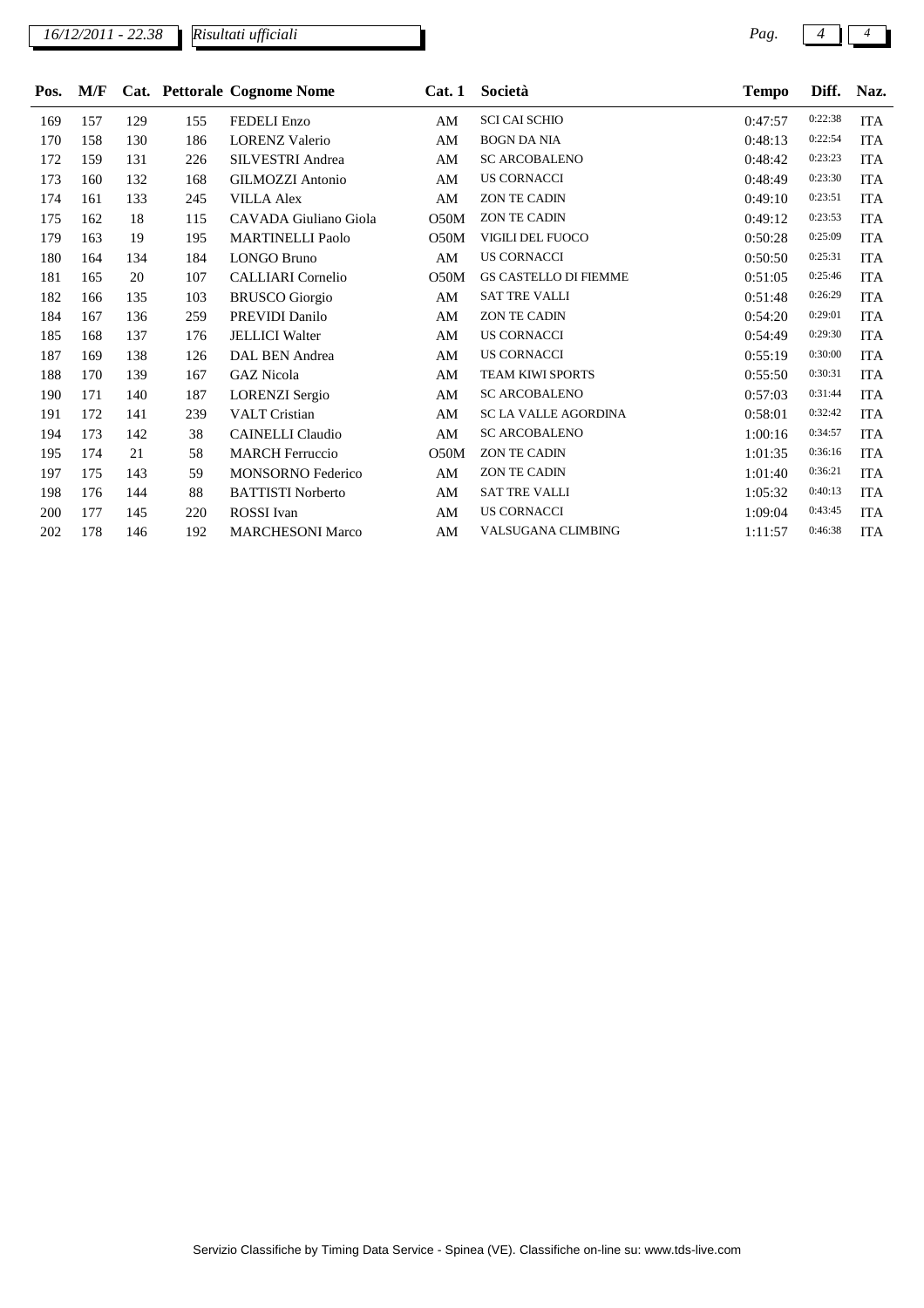| Pos. | M/F | Cat. | Pettorale | Cognome Nome | Cat. 1 | Società | Tempo | Diff. | Naz. |
|---|---|---|---|---|---|---|---|---|---|
| 169 | 157 | 129 | 155 | FEDELI Enzo | AM | SCI CAI SCHIO | 0:47:57 | 0:22:38 | ITA |
| 170 | 158 | 130 | 186 | LORENZ Valerio | AM | BOGN DA NIA | 0:48:13 | 0:22:54 | ITA |
| 172 | 159 | 131 | 226 | SILVESTRI Andrea | AM | SC ARCOBALENO | 0:48:42 | 0:23:23 | ITA |
| 173 | 160 | 132 | 168 | GILMOZZI Antonio | AM | US CORNACCI | 0:48:49 | 0:23:30 | ITA |
| 174 | 161 | 133 | 245 | VILLA Alex | AM | ZON TE CADIN | 0:49:10 | 0:23:51 | ITA |
| 175 | 162 | 18 | 115 | CAVADA Giuliano Giola | O50M | ZON TE CADIN | 0:49:12 | 0:23:53 | ITA |
| 179 | 163 | 19 | 195 | MARTINELLI Paolo | O50M | VIGILI DEL FUOCO | 0:50:28 | 0:25:09 | ITA |
| 180 | 164 | 134 | 184 | LONGO Bruno | AM | US CORNACCI | 0:50:50 | 0:25:31 | ITA |
| 181 | 165 | 20 | 107 | CALLIARI Cornelio | O50M | GS CASTELLO DI FIEMME | 0:51:05 | 0:25:46 | ITA |
| 182 | 166 | 135 | 103 | BRUSCO Giorgio | AM | SAT TRE VALLI | 0:51:48 | 0:26:29 | ITA |
| 184 | 167 | 136 | 259 | PREVIDI Danilo | AM | ZON TE CADIN | 0:54:20 | 0:29:01 | ITA |
| 185 | 168 | 137 | 176 | JELLICI Walter | AM | US CORNACCI | 0:54:49 | 0:29:30 | ITA |
| 187 | 169 | 138 | 126 | DAL BEN Andrea | AM | US CORNACCI | 0:55:19 | 0:30:00 | ITA |
| 188 | 170 | 139 | 167 | GAZ Nicola | AM | TEAM KIWI SPORTS | 0:55:50 | 0:30:31 | ITA |
| 190 | 171 | 140 | 187 | LORENZI Sergio | AM | SC ARCOBALENO | 0:57:03 | 0:31:44 | ITA |
| 191 | 172 | 141 | 239 | VALT Cristian | AM | SC LA VALLE AGORDINA | 0:58:01 | 0:32:42 | ITA |
| 194 | 173 | 142 | 38 | CAINELLI Claudio | AM | SC ARCOBALENO | 1:00:16 | 0:34:57 | ITA |
| 195 | 174 | 21 | 58 | MARCH Ferruccio | O50M | ZON TE CADIN | 1:01:35 | 0:36:16 | ITA |
| 197 | 175 | 143 | 59 | MONSORNO Federico | AM | ZON TE CADIN | 1:01:40 | 0:36:21 | ITA |
| 198 | 176 | 144 | 88 | BATTISTI Norberto | AM | SAT TRE VALLI | 1:05:32 | 0:40:13 | ITA |
| 200 | 177 | 145 | 220 | ROSSI Ivan | AM | US CORNACCI | 1:09:04 | 0:43:45 | ITA |
| 202 | 178 | 146 | 192 | MARCHESONI Marco | AM | VALSUGANA CLIMBING | 1:11:57 | 0:46:38 | ITA |

Servizio Classifiche by Timing Data Service - Spinea (VE). Classifiche on-line su: www.tds-live.com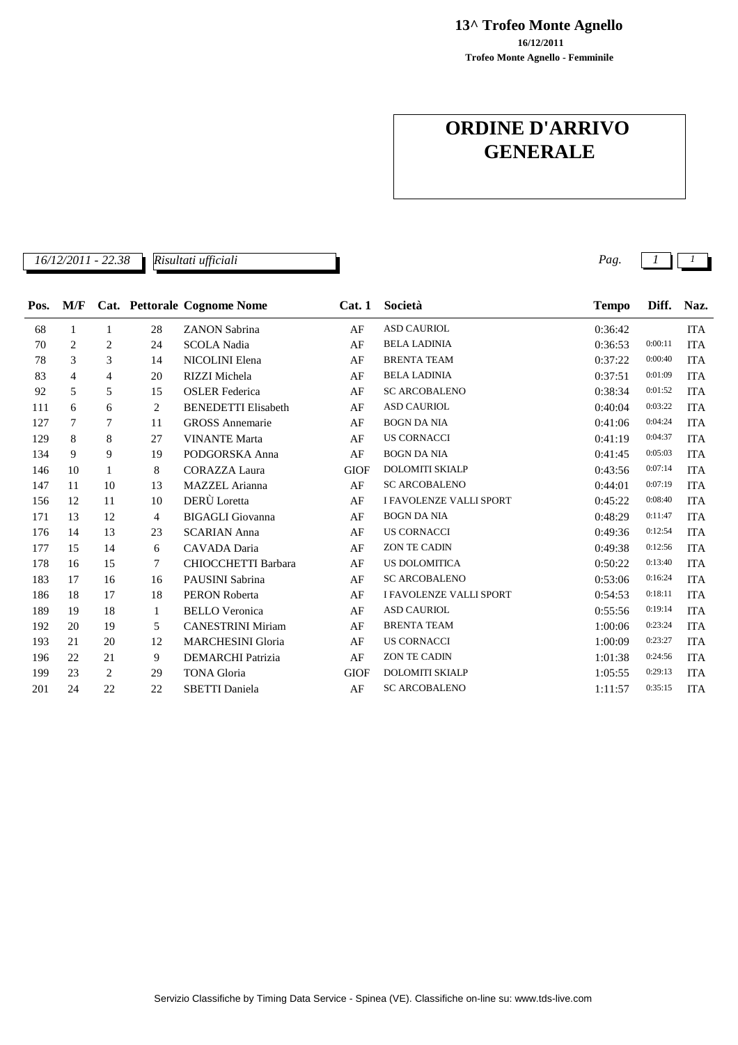**13^ Trofeo Monte Agnello**
**16/12/2011**
**Trofeo Monte Agnello - Femminile**

# ORDINE D'ARRIVO GENERALE

*16/12/2011 - 22.38* *Risultati ufficiali*

| Pos. | M/F | Cat. | Pettorale | Cognome Nome | Cat. 1 | Società | Tempo | Diff. | Naz. |
|---|---|---|---|---|---|---|---|---|---|
| 68 | 1 | 1 | 28 | ZANON Sabrina | AF | ASD CAURIOL | 0:36:42 | | ITA |
| 70 | 2 | 2 | 24 | SCOLA Nadia | AF | BELA LADINIA | 0:36:53 | 0:00:11 | ITA |
| 78 | 3 | 3 | 14 | NICOLINI Elena | AF | BRENTA TEAM | 0:37:22 | 0:00:40 | ITA |
| 83 | 4 | 4 | 20 | RIZZI Michela | AF | BELA LADINIA | 0:37:51 | 0:01:09 | ITA |
| 92 | 5 | 5 | 15 | OSLER Federica | AF | SC ARCOBALENO | 0:38:34 | 0:01:52 | ITA |
| 111 | 6 | 6 | 2 | BENEDETTI Elisabeth | AF | ASD CAURIOL | 0:40:04 | 0:03:22 | ITA |
| 127 | 7 | 7 | 11 | GROSS Annemarie | AF | BOGN DA NIA | 0:41:06 | 0:04:24 | ITA |
| 129 | 8 | 8 | 27 | VINANTE Marta | AF | US CORNACCI | 0:41:19 | 0:04:37 | ITA |
| 134 | 9 | 9 | 19 | PODGORSKA Anna | AF | BOGN DA NIA | 0:41:45 | 0:05:03 | ITA |
| 146 | 10 | 1 | 8 | CORAZZA Laura | GIOF | DOLOMITI SKIALP | 0:43:56 | 0:07:14 | ITA |
| 147 | 11 | 10 | 13 | MAZZEL Arianna | AF | SC ARCOBALENO | 0:44:01 | 0:07:19 | ITA |
| 156 | 12 | 11 | 10 | DERÙ Loretta | AF | I FAVOLENZE VALLI SPORT | 0:45:22 | 0:08:40 | ITA |
| 171 | 13 | 12 | 4 | BIGAGLI Giovanna | AF | BOGN DA NIA | 0:48:29 | 0:11:47 | ITA |
| 176 | 14 | 13 | 23 | SCARIAN Anna | AF | US CORNACCI | 0:49:36 | 0:12:54 | ITA |
| 177 | 15 | 14 | 6 | CAVADA Daria | AF | ZON TE CADIN | 0:49:38 | 0:12:56 | ITA |
| 178 | 16 | 15 | 7 | CHIOCCHETTI Barbara | AF | US DOLOMITICA | 0:50:22 | 0:13:40 | ITA |
| 183 | 17 | 16 | 16 | PAUSINI Sabrina | AF | SC ARCOBALENO | 0:53:06 | 0:16:24 | ITA |
| 186 | 18 | 17 | 18 | PERON Roberta | AF | I FAVOLENZE VALLI SPORT | 0:54:53 | 0:18:11 | ITA |
| 189 | 19 | 18 | 1 | BELLO Veronica | AF | ASD CAURIOL | 0:55:56 | 0:19:14 | ITA |
| 192 | 20 | 19 | 5 | CANESTRINI Miriam | AF | BRENTA TEAM | 1:00:06 | 0:23:24 | ITA |
| 193 | 21 | 20 | 12 | MARCHESINI Gloria | AF | US CORNACCI | 1:00:09 | 0:23:27 | ITA |
| 196 | 22 | 21 | 9 | DEMARCHI Patrizia | AF | ZON TE CADIN | 1:01:38 | 0:24:56 | ITA |
| 199 | 23 | 2 | 29 | TONA Gloria | GIOF | DOLOMITI SKIALP | 1:05:55 | 0:29:13 | ITA |
| 201 | 24 | 22 | 22 | SBETTI Daniela | AF | SC ARCOBALENO | 1:11:57 | 0:35:15 | ITA |

Servizio Classifiche by Timing Data Service - Spinea (VE). Classifiche on-line su: www.tds-live.com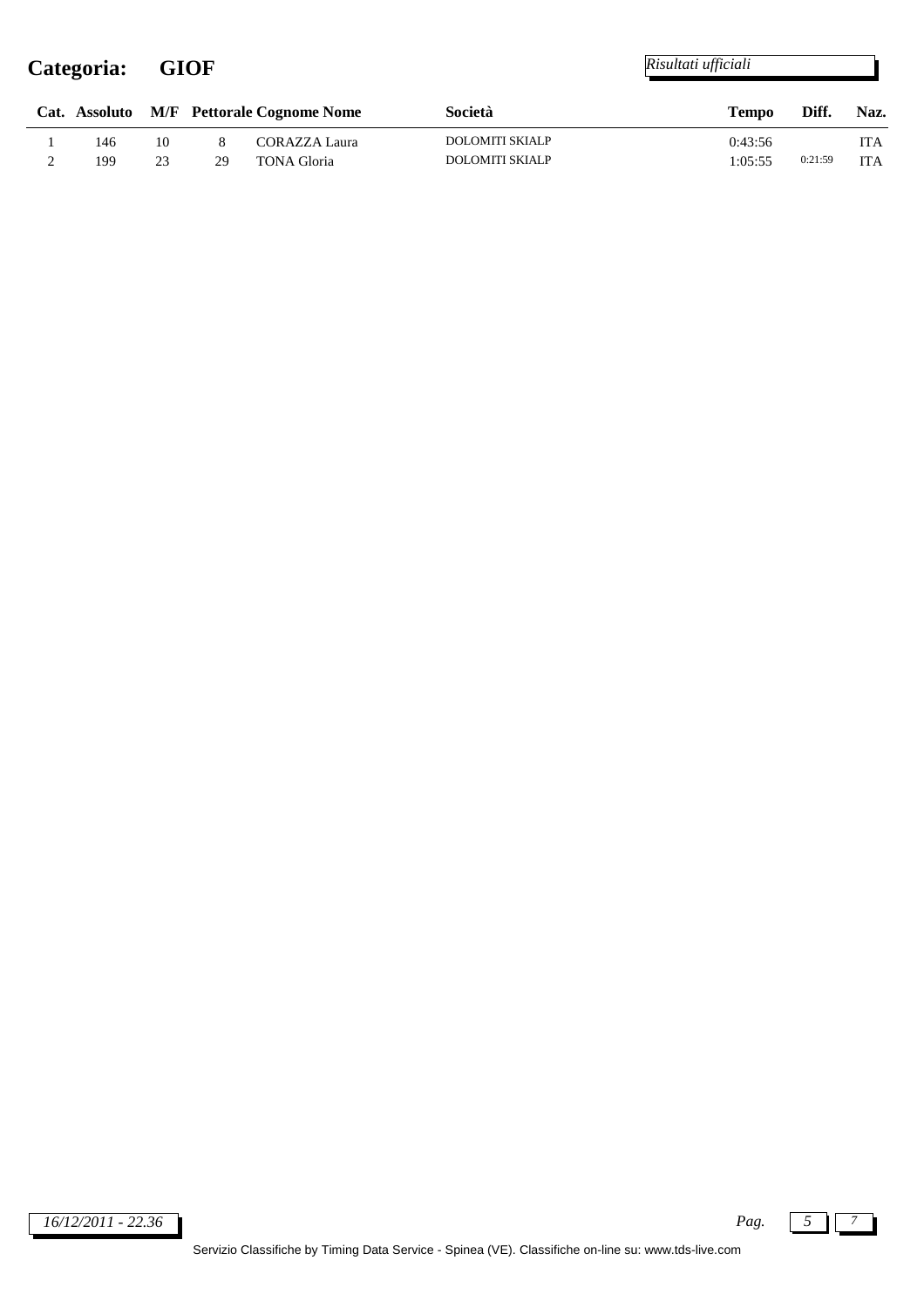# Categoria: GIOF

*Risultati ufficiali*

| Cat. | Assoluto | M/F | Pettorale | Cognome Nome | Società | Tempo | Diff. | Naz. |
|---|---|---|---|---|---|---|---|---|
| 1 | 146 | 10 | 8 | CORAZZA Laura | DOLOMITI SKIALP | 0:43:56 | | ITA |
| 2 | 199 | 23 | 29 | TONA Gloria | DOLOMITI SKIALP | 1:05:55 | 0:21:59 | ITA |

*16/12/2011 - 22.36*

Servizio Classifiche by Timing Data Service - Spinea (VE). Classifiche on-line su: www.tds-live.com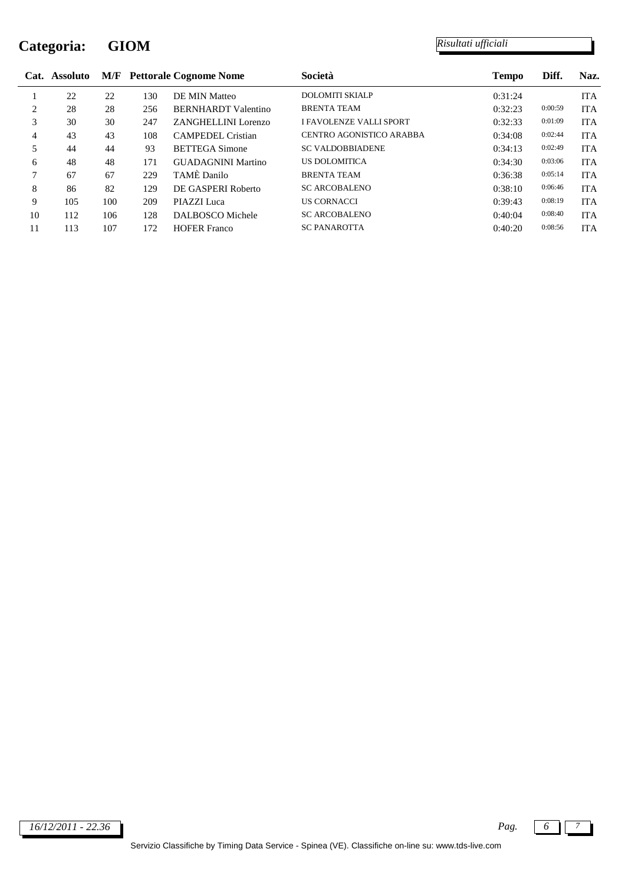# Categoria: GIOM

*Risultati ufficiali*

| Cat. | Assoluto | M/F | Pettorale | Cognome Nome | Società | Tempo | Diff. | Naz. |
|---|---|---|---|---|---|---|---|---|
| 1 | 22 | 22 | 130 | DE MIN Matteo | DOLOMITI SKIALP | 0:31:24 | | ITA |
| 2 | 28 | 28 | 256 | BERNHARDT Valentino | BRENTA TEAM | 0:32:23 | 0:00:59 | ITA |
| 3 | 30 | 30 | 247 | ZANGHELLINI Lorenzo | I FAVOLENZE VALLI SPORT | 0:32:33 | 0:01:09 | ITA |
| 4 | 43 | 43 | 108 | CAMPEDEL Cristian | CENTRO AGONISTICO ARABBA | 0:34:08 | 0:02:44 | ITA |
| 5 | 44 | 44 | 93 | BETTEGA Simone | SC VALDOBBIADENE | 0:34:13 | 0:02:49 | ITA |
| 6 | 48 | 48 | 171 | GUADAGNINI Martino | US DOLOMITICA | 0:34:30 | 0:03:06 | ITA |
| 7 | 67 | 67 | 229 | TAMÈ Danilo | BRENTA TEAM | 0:36:38 | 0:05:14 | ITA |
| 8 | 86 | 82 | 129 | DE GASPERI Roberto | SC ARCOBALENO | 0:38:10 | 0:06:46 | ITA |
| 9 | 105 | 100 | 209 | PIAZZI Luca | US CORNACCI | 0:39:43 | 0:08:19 | ITA |
| 10 | 112 | 106 | 128 | DALBOSCO Michele | SC ARCOBALENO | 0:40:04 | 0:08:40 | ITA |
| 11 | 113 | 107 | 172 | HOFER Franco | SC PANAROTTA | 0:40:20 | 0:08:56 | ITA |

*16/12/2011 - 22.36*

Servizio Classifiche by Timing Data Service - Spinea (VE). Classifiche on-line su: www.tds-live.com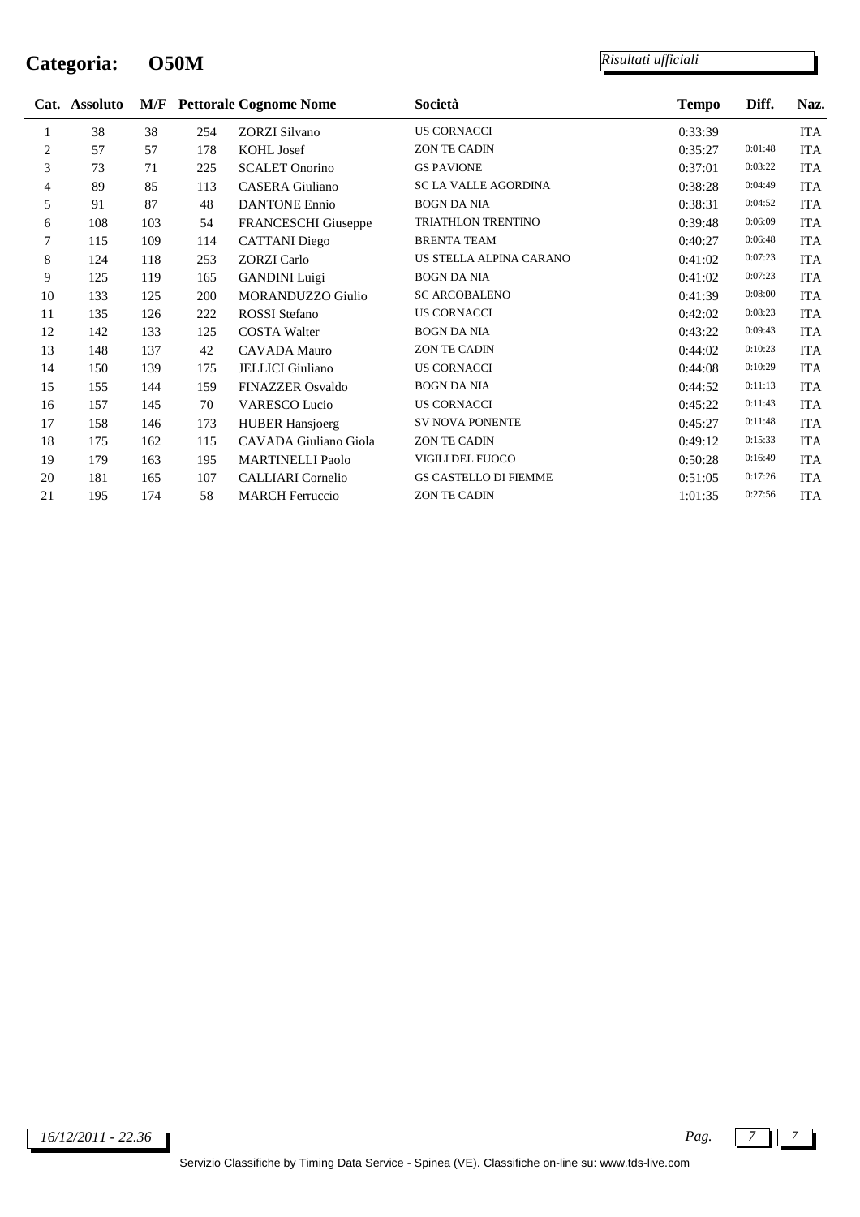# Categoria: O50M

*Risultati ufficiali*

| Cat. | Assoluto | M/F | Pettorale | Cognome Nome | Società | Tempo | Diff. | Naz. |
|---|---|---|---|---|---|---|---|---|
| 1 | 38 | 38 | 254 | ZORZI Silvano | US CORNACCI | 0:33:39 | | ITA |
| 2 | 57 | 57 | 178 | KOHL Josef | ZON TE CADIN | 0:35:27 | 0:01:48 | ITA |
| 3 | 73 | 71 | 225 | SCALET Onorino | GS PAVIONE | 0:37:01 | 0:03:22 | ITA |
| 4 | 89 | 85 | 113 | CASERA Giuliano | SC LA VALLE AGORDINA | 0:38:28 | 0:04:49 | ITA |
| 5 | 91 | 87 | 48 | DANTONE Ennio | BOGN DA NIA | 0:38:31 | 0:04:52 | ITA |
| 6 | 108 | 103 | 54 | FRANCESCHI Giuseppe | TRIATHLON TRENTINO | 0:39:48 | 0:06:09 | ITA |
| 7 | 115 | 109 | 114 | CATTANI Diego | BRENTA TEAM | 0:40:27 | 0:06:48 | ITA |
| 8 | 124 | 118 | 253 | ZORZI Carlo | US STELLA ALPINA CARANO | 0:41:02 | 0:07:23 | ITA |
| 9 | 125 | 119 | 165 | GANDINI Luigi | BOGN DA NIA | 0:41:02 | 0:07:23 | ITA |
| 10 | 133 | 125 | 200 | MORANDUZZO Giulio | SC ARCOBALENO | 0:41:39 | 0:08:00 | ITA |
| 11 | 135 | 126 | 222 | ROSSI Stefano | US CORNACCI | 0:42:02 | 0:08:23 | ITA |
| 12 | 142 | 133 | 125 | COSTA Walter | BOGN DA NIA | 0:43:22 | 0:09:43 | ITA |
| 13 | 148 | 137 | 42 | CAVADA Mauro | ZON TE CADIN | 0:44:02 | 0:10:23 | ITA |
| 14 | 150 | 139 | 175 | JELLICI Giuliano | US CORNACCI | 0:44:08 | 0:10:29 | ITA |
| 15 | 155 | 144 | 159 | FINAZZER Osvaldo | BOGN DA NIA | 0:44:52 | 0:11:13 | ITA |
| 16 | 157 | 145 | 70 | VARESCO Lucio | US CORNACCI | 0:45:22 | 0:11:43 | ITA |
| 17 | 158 | 146 | 173 | HUBER Hansjoerg | SV NOVA PONENTE | 0:45:27 | 0:11:48 | ITA |
| 18 | 175 | 162 | 115 | CAVADA Giuliano Giola | ZON TE CADIN | 0:49:12 | 0:15:33 | ITA |
| 19 | 179 | 163 | 195 | MARTINELLI Paolo | VIGILI DEL FUOCO | 0:50:28 | 0:16:49 | ITA |
| 20 | 181 | 165 | 107 | CALLIARI Cornelio | GS CASTELLO DI FIEMME | 0:51:05 | 0:17:26 | ITA |
| 21 | 195 | 174 | 58 | MARCH Ferruccio | ZON TE CADIN | 1:01:35 | 0:27:56 | ITA |

*16/12/2011 - 22.36*

Servizio Classifiche by Timing Data Service - Spinea (VE). Classifiche on-line su: www.tds-live.com